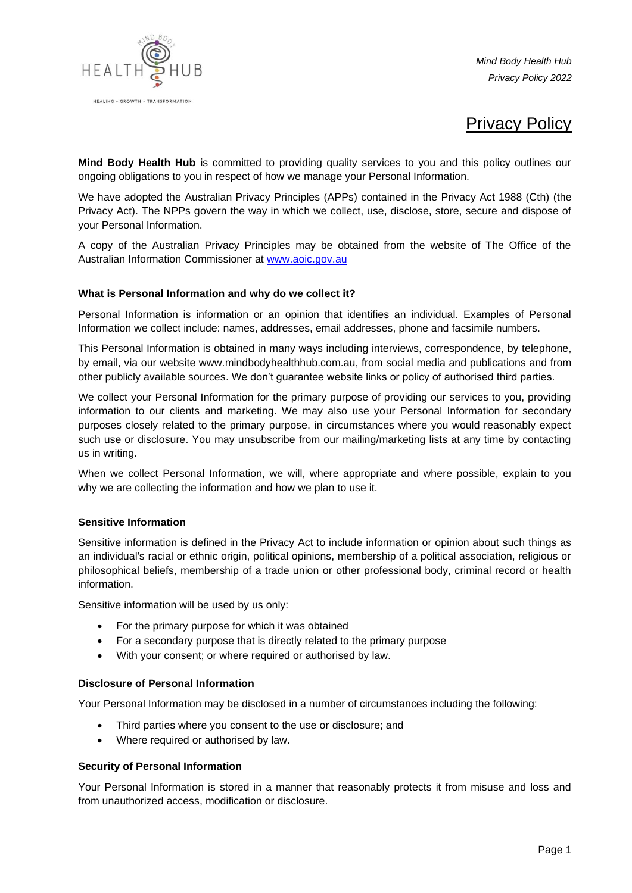# Privacy Policy

**Mind Body Health Hub** is committed to providing quality services to you and this policy outlines our ongoing obligations to you in respect of how we manage your Personal Information.

We have adopted the Australian Privacy Principles (APPs) contained in the Privacy Act 1988 (Cth) (the Privacy Act). The NPPs govern the way in which we collect, use, disclose, store, secure and dispose of your Personal Information.

A copy of the Australian Privacy Principles may be obtained from the website of The Office of the Australian Information Commissioner at [www.aoic.gov.au](http://www.aoic.gov.au)

### What is Personal Information and why do we collect it?

Personal Information is information or an opinion that identifies an individual. Examples of Personal Information we collect include: names, addresses, email addresses, phone and facsimile numbers.

This Personal Information is obtained in many ways including interviews, correspondence, by telephone, by email, via our website www.mindbodyhealthhub.com.au, from social media and publications and from other publicly available sources. We don't guarantee website links or policy of authorised third parties.

We collect your Personal Information for the primary purpose of providing our services to you, providing information to our clients and marketing. We may also use your Personal Information for secondary purposes closely related to the primary purpose, in circumstances where you would reasonably expect such use or disclosure. You may unsubscribe from our mailing/marketing lists at any time by contacting us in writing.

When we collect Personal Information, we will, where appropriate and where possible, explain to you why we are collecting the information and how we plan to use it.

### Sensitive Information

Sensitive information is defined in the Privacy Act to include information or opinion about such things as an individual's racial or ethnic origin, political opinions, membership of a political association, religious or philosophical beliefs, membership of a trade union or other professional body, criminal record or health information.

Sensitive information will be used by us only:

- For the primary purpose for which it was obtained
- For a secondary purpose that is directly related to the primary purpose
- With your consent; or where required or authorised by law.

### Disclosure of Personal Information

Your Personal Information may be disclosed in a number of circumstances including the following:

- Third parties where you consent to the use or disclosure; and
- Where required or authorised by law.

### Security of Personal Information

Your Personal Information is stored in a manner that reasonably protects it from misuse and loss and from unauthorized access, modification or disclosure.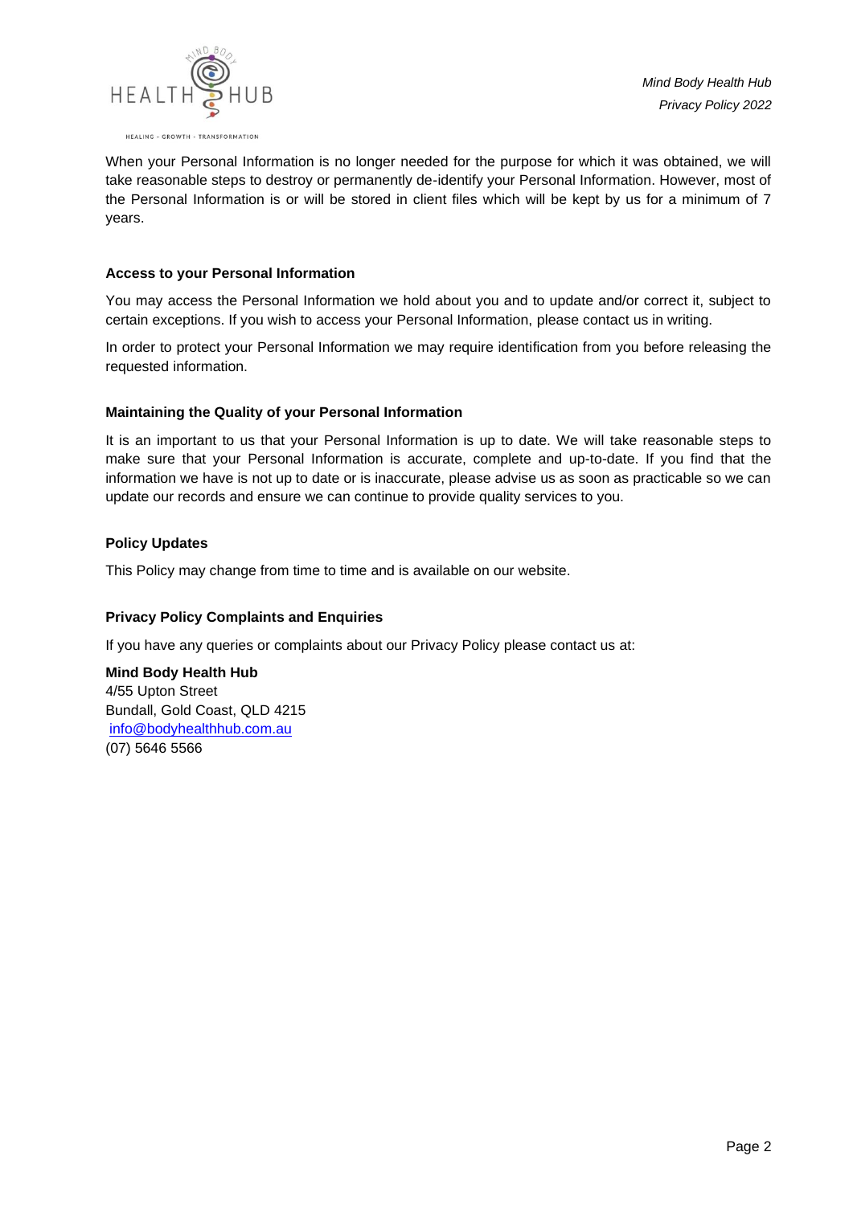When your Personal Information is no longer needed for the purpose for which it was obtained, we will take reasonable steps to destroy or permanently de-identify your Personal Information. However, most of the Personal Information is or will be stored in client files which will be kept by us for a minimum of 7 years.

### Access to your Personal Information

You may access the Personal Information we hold about you and to update and/or correct it, subject to certain exceptions. If you wish to access your Personal Information, please contact us in writing.

In order to protect your Personal Information we may require identification from you before releasing the requested information.

### Maintaining the Quality of your Personal Information

It is an important to us that your Personal Information is up to date. We will take reasonable steps to make sure that your Personal Information is accurate, complete and up-to-date. If you find that the information we have is not up to date or is inaccurate, please advise us as soon as practicable so we can update our records and ensure we can continue to provide quality services to you.

### Policy Updates

This Policy may change from time to time and is available on our website.

### Privacy Policy Complaints and Enquiries

If you have any queries or complaints about our Privacy Policy please contact us at:

**Mind Body Health Hub**
4/55 Upton Street
Bundall, Gold Coast, QLD 4215
info@bodyhealthhub.com.au
(07) 5646 5566